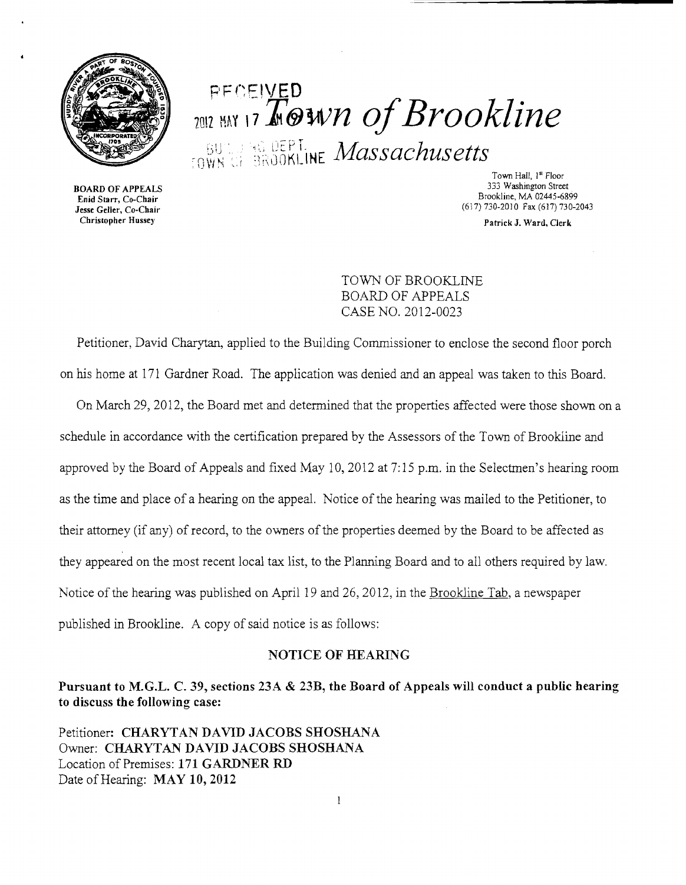RECEIVED
2012 MAY 17

# Town of Brookline

BUILDING DEPT.
TOWN OF BROOKLINE

## Massachusetts

**BOARD OF APPEALS**
**Enid Starr, Co-Chair**
**Jesse Geller, Co-Chair**
**Christopher Hussey**

Town Hall, 1st Floor
333 Washington Street
Brookline, MA 02445-6899
(617) 730-2010 Fax (617) 730-2043

**Patrick J. Ward, Clerk**

TOWN OF BROOKLINE
BOARD OF APPEALS
CASE NO. 2012-0023

Petitioner, David Charytan, applied to the Building Commissioner to enclose the second floor porch on his home at 171 Gardner Road. The application was denied and an appeal was taken to this Board.

On March 29, 2012, the Board met and determined that the properties affected were those shown on a schedule in accordance with the certification prepared by the Assessors of the Town of Brookline and approved by the Board of Appeals and fixed May 10, 2012 at 7:15 p.m. in the Selectmen's hearing room as the time and place of a hearing on the appeal. Notice of the hearing was mailed to the Petitioner, to their attorney (if any) of record, to the owners of the properties deemed by the Board to be affected as they appeared on the most recent local tax list, to the Planning Board and to all others required by law. Notice of the hearing was published on April 19 and 26, 2012, in the Brookline Tab, a newspaper published in Brookline. A copy of said notice is as follows:

**NOTICE OF HEARING**

**Pursuant to M.G.L. C. 39, sections 23A & 23B, the Board of Appeals will conduct a public hearing to discuss the following case:**

Petitioner: **CHARYTAN DAVID JACOBS SHOSHANA**
Owner: **CHARYTAN DAVID JACOBS SHOSHANA**
Location of Premises: **171 GARDNER RD**
Date of Hearing: **MAY 10, 2012**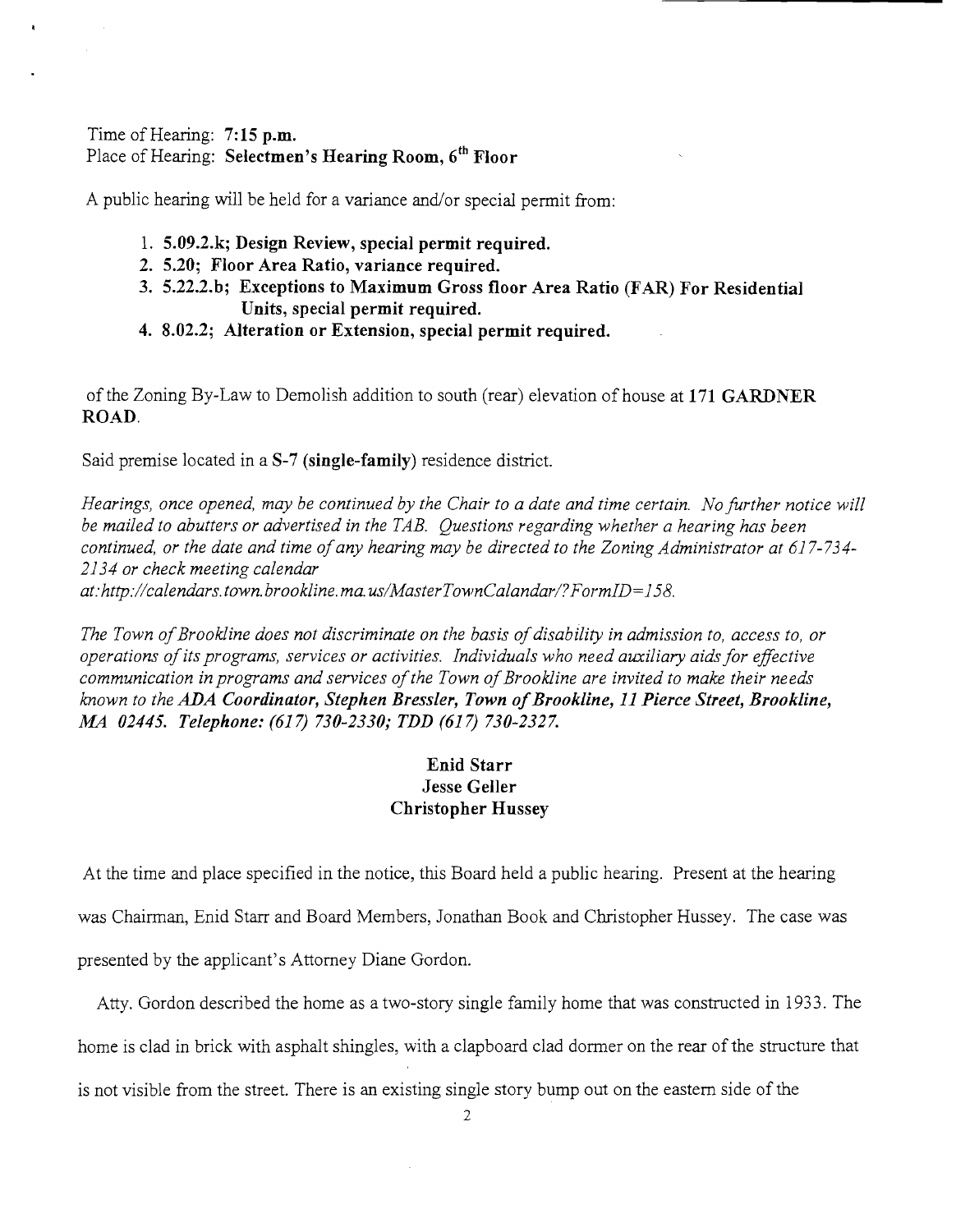Time of Hearing: **7:15 p.m.**
Place of Hearing: **Selectmen's Hearing Room, 6th Floor**

A public hearing will be held for a variance and/or special permit from:

1. **5.09.2.k; Design Review, special permit required.**
2. **5.20; Floor Area Ratio, variance required.**
3. **5.22.2.b; Exceptions to Maximum Gross floor Area Ratio (FAR) For Residential Units, special permit required.**
4. **8.02.2; Alteration or Extension, special permit required.**

of the Zoning By-Law to Demolish addition to south (rear) elevation of house at **171 GARDNER ROAD**.

Said premise located in a **S-7 (single-family)** residence district.

*Hearings, once opened, may be continued by the Chair to a date and time certain. No further notice will be mailed to abutters or advertised in the TAB. Questions regarding whether a hearing has been continued, or the date and time of any hearing may be directed to the Zoning Administrator at 617-734-2134 or check meeting calendar at:http://calendars.town.brookline.ma.us/MasterTownCalandar/?FormID=158.*

*The Town of Brookline does not discriminate on the basis of disability in admission to, access to, or operations of its programs, services or activities. Individuals who need auxiliary aids for effective communication in programs and services of the Town of Brookline are invited to make their needs known to the* ***ADA Coordinator, Stephen Bressler, Town of Brookline, 11 Pierce Street, Brookline, MA 02445. Telephone: (617) 730-2330; TDD (617) 730-2327.***

**Enid Starr**
**Jesse Geller**
**Christopher Hussey**

At the time and place specified in the notice, this Board held a public hearing. Present at the hearing was Chairman, Enid Starr and Board Members, Jonathan Book and Christopher Hussey. The case was presented by the applicant's Attorney Diane Gordon.

Atty. Gordon described the home as a two-story single family home that was constructed in 1933. The home is clad in brick with asphalt shingles, with a clapboard clad dormer on the rear of the structure that is not visible from the street. There is an existing single story bump out on the eastern side of the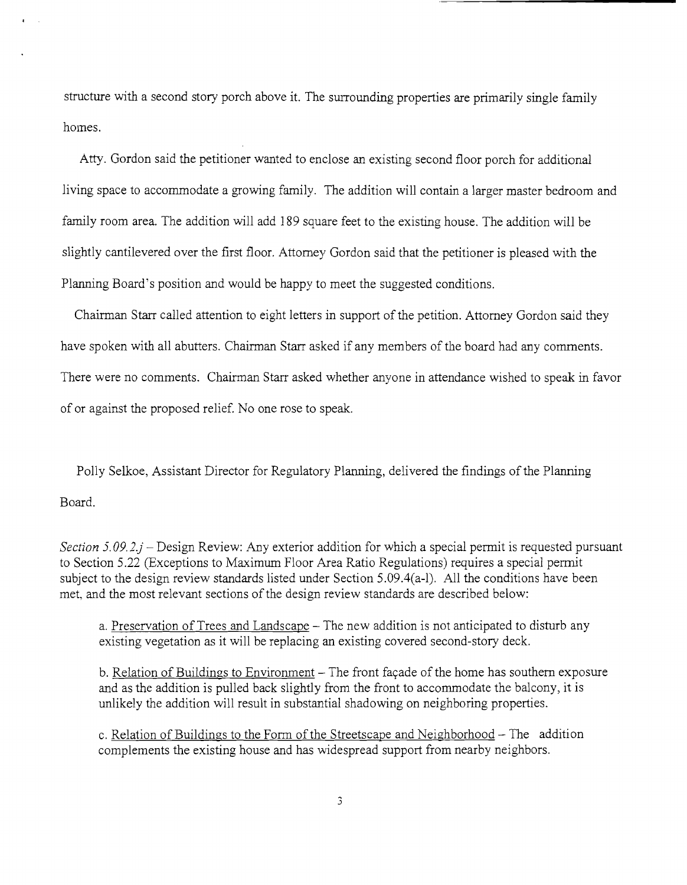structure with a second story porch above it. The surrounding properties are primarily single family homes.

Atty. Gordon said the petitioner wanted to enclose an existing second floor porch for additional living space to accommodate a growing family. The addition will contain a larger master bedroom and family room area. The addition will add 189 square feet to the existing house. The addition will be slightly cantilevered over the first floor. Attorney Gordon said that the petitioner is pleased with the Planning Board's position and would be happy to meet the suggested conditions.

Chairman Starr called attention to eight letters in support of the petition. Attorney Gordon said they have spoken with all abutters. Chairman Starr asked if any members of the board had any comments. There were no comments. Chairman Starr asked whether anyone in attendance wished to speak in favor of or against the proposed relief. No one rose to speak.

Polly Selkoe, Assistant Director for Regulatory Planning, delivered the findings of the Planning Board.

*Section 5.09.2.j* – Design Review: Any exterior addition for which a special permit is requested pursuant to Section 5.22 (Exceptions to Maximum Floor Area Ratio Regulations) requires a special permit subject to the design review standards listed under Section 5.09.4(a-l). All the conditions have been met, and the most relevant sections of the design review standards are described below:

a. <u>Preservation of Trees and Landscape</u> – The new addition is not anticipated to disturb any existing vegetation as it will be replacing an existing covered second-story deck.

b. <u>Relation of Buildings to Environment</u> – The front façade of the home has southern exposure and as the addition is pulled back slightly from the front to accommodate the balcony, it is unlikely the addition will result in substantial shadowing on neighboring properties.

c. <u>Relation of Buildings to the Form of the Streetscape and Neighborhood</u> – The addition complements the existing house and has widespread support from nearby neighbors.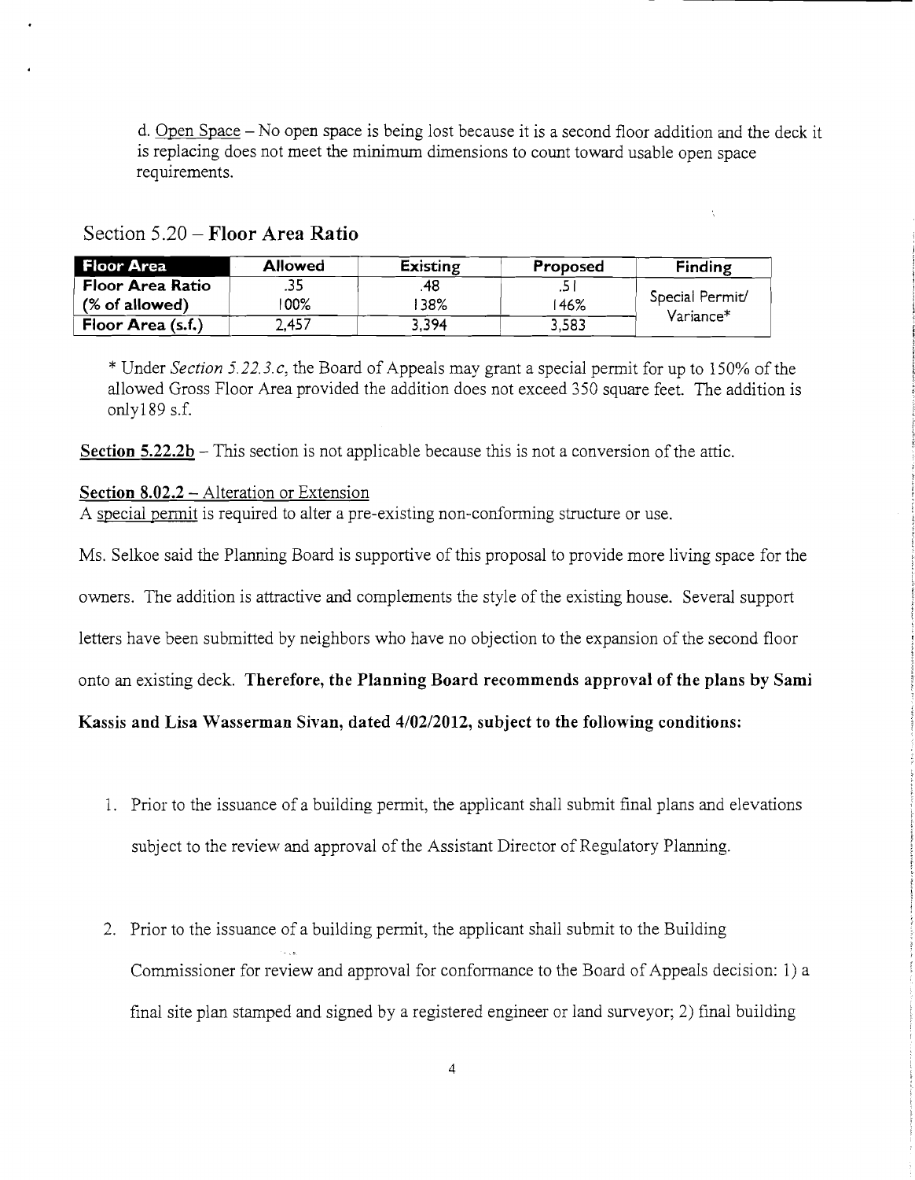d. Open Space – No open space is being lost because it is a second floor addition and the deck it is replacing does not meet the minimum dimensions to count toward usable open space requirements.

## Section 5.20 – **Floor Area Ratio**

| Floor Area | Allowed | Existing | Proposed | Finding |
|---|---|---|---|---|
| Floor Area Ratio (% of allowed) | .35<br>100% | .48<br>138% | .51<br>146% | Special Permit/ Variance* |
| Floor Area (s.f.) | 2,457 | 3,394 | 3,583 | |

\* Under *Section 5.22.3.c*, the Board of Appeals may grant a special permit for up to 150% of the allowed Gross Floor Area provided the addition does not exceed 350 square feet. The addition is only189 s.f.

**Section 5.22.2b** – This section is not applicable because this is not a conversion of the attic.

**Section 8.02.2** – Alteration or Extension

A special permit is required to alter a pre-existing non-conforming structure or use.

Ms. Selkoe said the Planning Board is supportive of this proposal to provide more living space for the owners. The addition is attractive and complements the style of the existing house. Several support letters have been submitted by neighbors who have no objection to the expansion of the second floor onto an existing deck. **Therefore, the Planning Board recommends approval of the plans by Sami Kassis and Lisa Wasserman Sivan, dated 4/02/2012, subject to the following conditions:**

1. Prior to the issuance of a building permit, the applicant shall submit final plans and elevations subject to the review and approval of the Assistant Director of Regulatory Planning.

2. Prior to the issuance of a building permit, the applicant shall submit to the Building Commissioner for review and approval for conformance to the Board of Appeals decision: 1) a final site plan stamped and signed by a registered engineer or land surveyor; 2) final building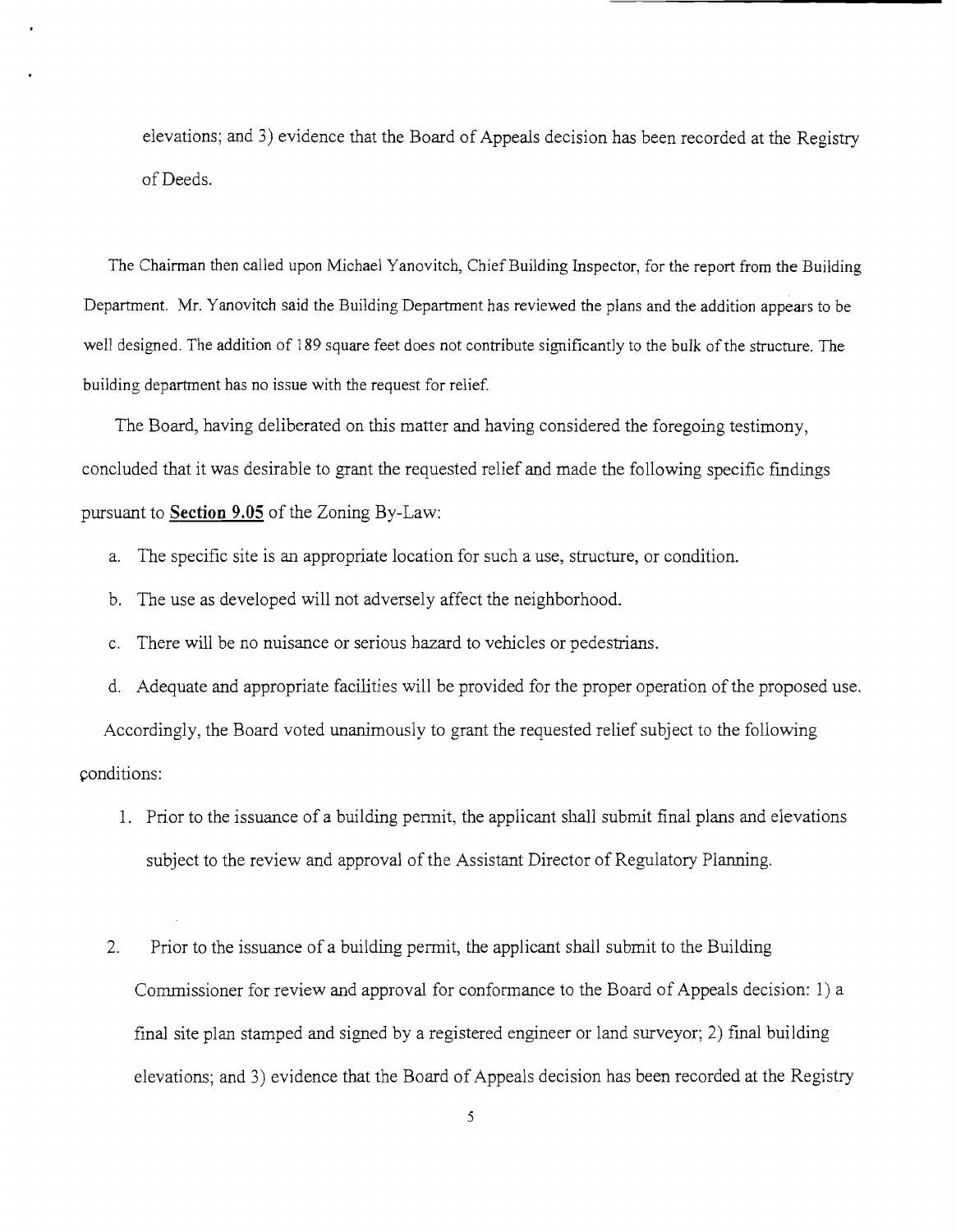elevations; and 3) evidence that the Board of Appeals decision has been recorded at the Registry of Deeds.

The Chairman then called upon Michael Yanovitch, Chief Building Inspector, for the report from the Building Department. Mr. Yanovitch said the Building Department has reviewed the plans and the addition appears to be well designed. The addition of 189 square feet does not contribute significantly to the bulk of the structure. The building department has no issue with the request for relief.

The Board, having deliberated on this matter and having considered the foregoing testimony, concluded that it was desirable to grant the requested relief and made the following specific findings pursuant to **Section 9.05** of the Zoning By-Law:

a. The specific site is an appropriate location for such a use, structure, or condition.

b. The use as developed will not adversely affect the neighborhood.

c. There will be no nuisance or serious hazard to vehicles or pedestrians.

d. Adequate and appropriate facilities will be provided for the proper operation of the proposed use.

Accordingly, the Board voted unanimously to grant the requested relief subject to the following conditions:

1. Prior to the issuance of a building permit, the applicant shall submit final plans and elevations subject to the review and approval of the Assistant Director of Regulatory Planning.

2. Prior to the issuance of a building permit, the applicant shall submit to the Building Commissioner for review and approval for conformance to the Board of Appeals decision: 1) a final site plan stamped and signed by a registered engineer or land surveyor; 2) final building elevations; and 3) evidence that the Board of Appeals decision has been recorded at the Registry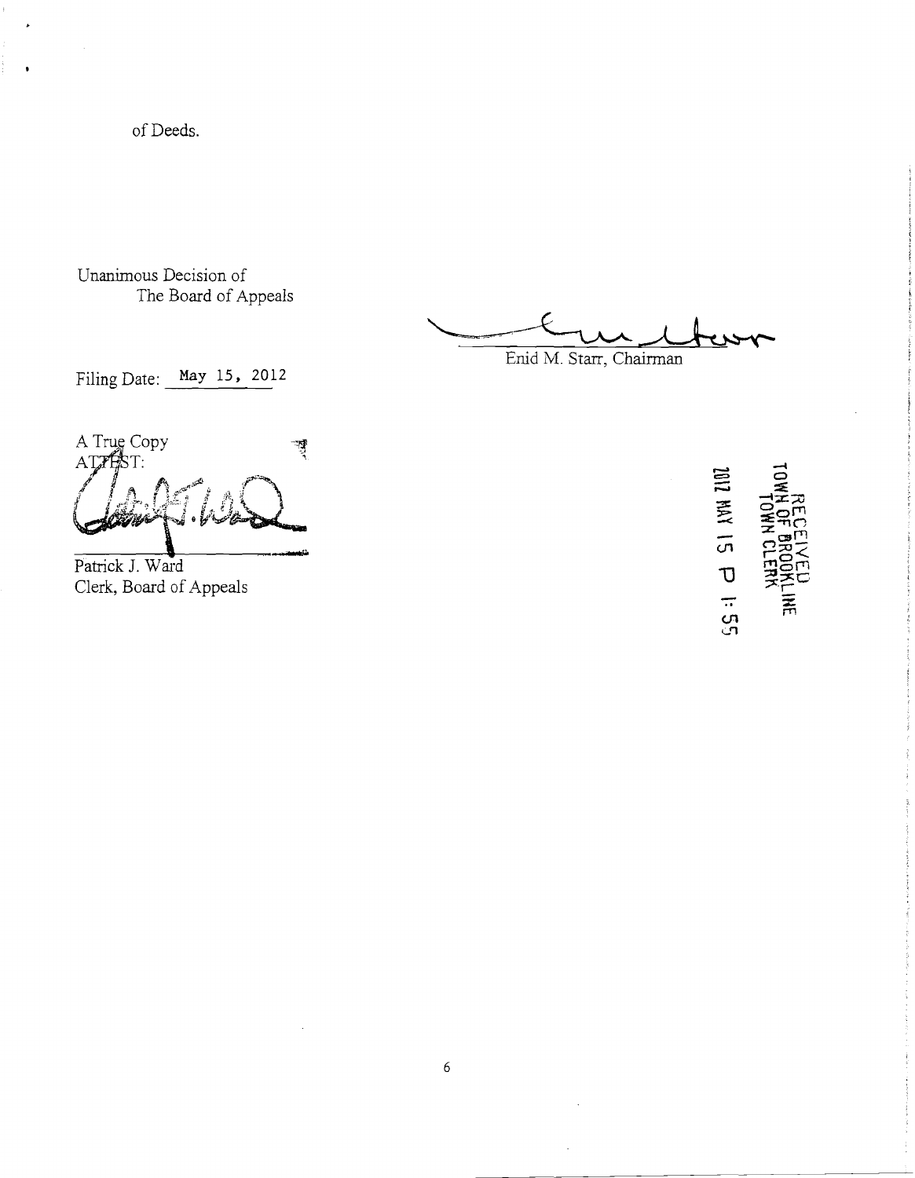of Deeds.

Unanimous Decision of
The Board of Appeals

Enid M. Starr, Chairman

Filing Date: May 15, 2012

A True Copy
ATTEST:

Patrick J. Ward
Clerk, Board of Appeals

RECEIVED
TOWN OF BROOKLINE
TOWN CLERK

2012 MAY 15 P 1:55